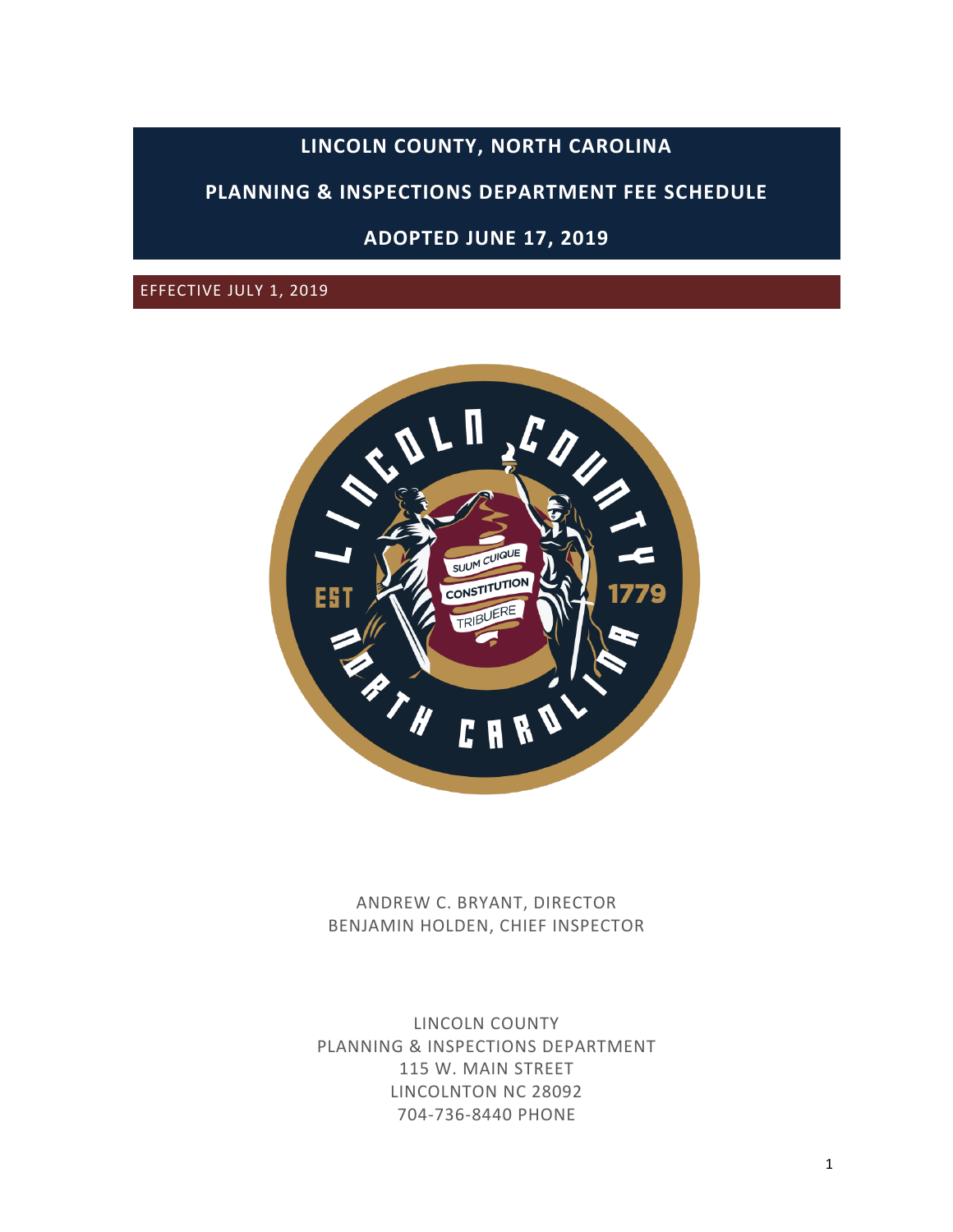# LINCOLN COUNTY, NORTH CAROLINA

## PLANNING & INSPECTIONS DEPARTMENT FEE SCHEDULE

## ADOPTED JUNE 17, 2019

EFFECTIVE JULY 1, 2019

ANDREW C. BRYANT, DIRECTOR
BENJAMIN HOLDEN, CHIEF INSPECTOR

LINCOLN COUNTY
PLANNING & INSPECTIONS DEPARTMENT
115 W. MAIN STREET
LINCOLNTON NC 28092
704-736-8440 PHONE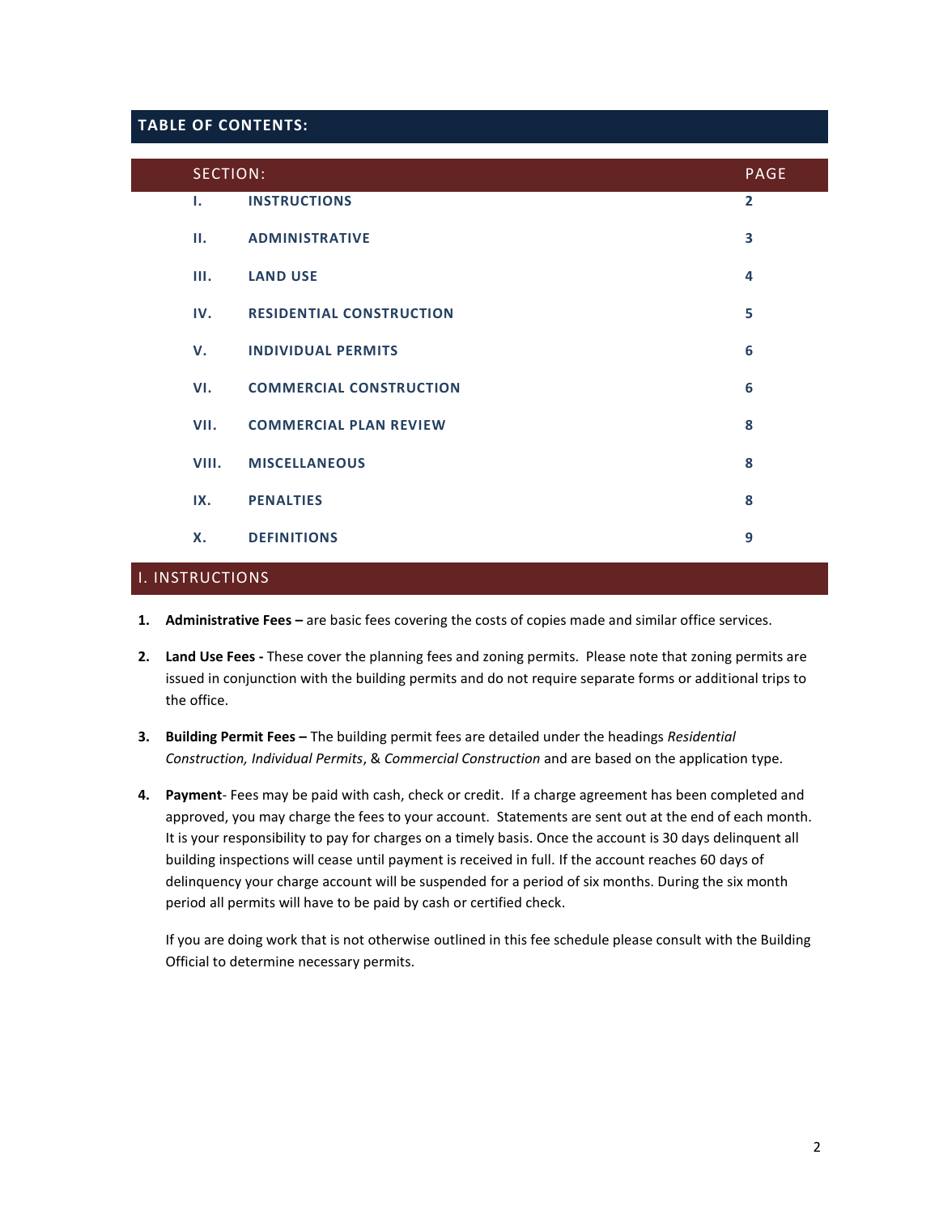## TABLE OF CONTENTS:

| SECTION: | | PAGE |
|---|---|---|
| I. | INSTRUCTIONS | 2 |
| II. | ADMINISTRATIVE | 3 |
| III. | LAND USE | 4 |
| IV. | RESIDENTIAL CONSTRUCTION | 5 |
| V. | INDIVIDUAL PERMITS | 6 |
| VI. | COMMERCIAL CONSTRUCTION | 6 |
| VII. | COMMERCIAL PLAN REVIEW | 8 |
| VIII. | MISCELLANEOUS | 8 |
| IX. | PENALTIES | 8 |
| X. | DEFINITIONS | 9 |

## I. INSTRUCTIONS

1. **Administrative Fees –** are basic fees covering the costs of copies made and similar office services.

2. **Land Use Fees -** These cover the planning fees and zoning permits. Please note that zoning permits are issued in conjunction with the building permits and do not require separate forms or additional trips to the office.

3. **Building Permit Fees –** The building permit fees are detailed under the headings *Residential Construction, Individual Permits*, & *Commercial Construction* and are based on the application type.

4. **Payment**- Fees may be paid with cash, check or credit. If a charge agreement has been completed and approved, you may charge the fees to your account. Statements are sent out at the end of each month. It is your responsibility to pay for charges on a timely basis. Once the account is 30 days delinquent all building inspections will cease until payment is received in full. If the account reaches 60 days of delinquency your charge account will be suspended for a period of six months. During the six month period all permits will have to be paid by cash or certified check.

   If you are doing work that is not otherwise outlined in this fee schedule please consult with the Building Official to determine necessary permits.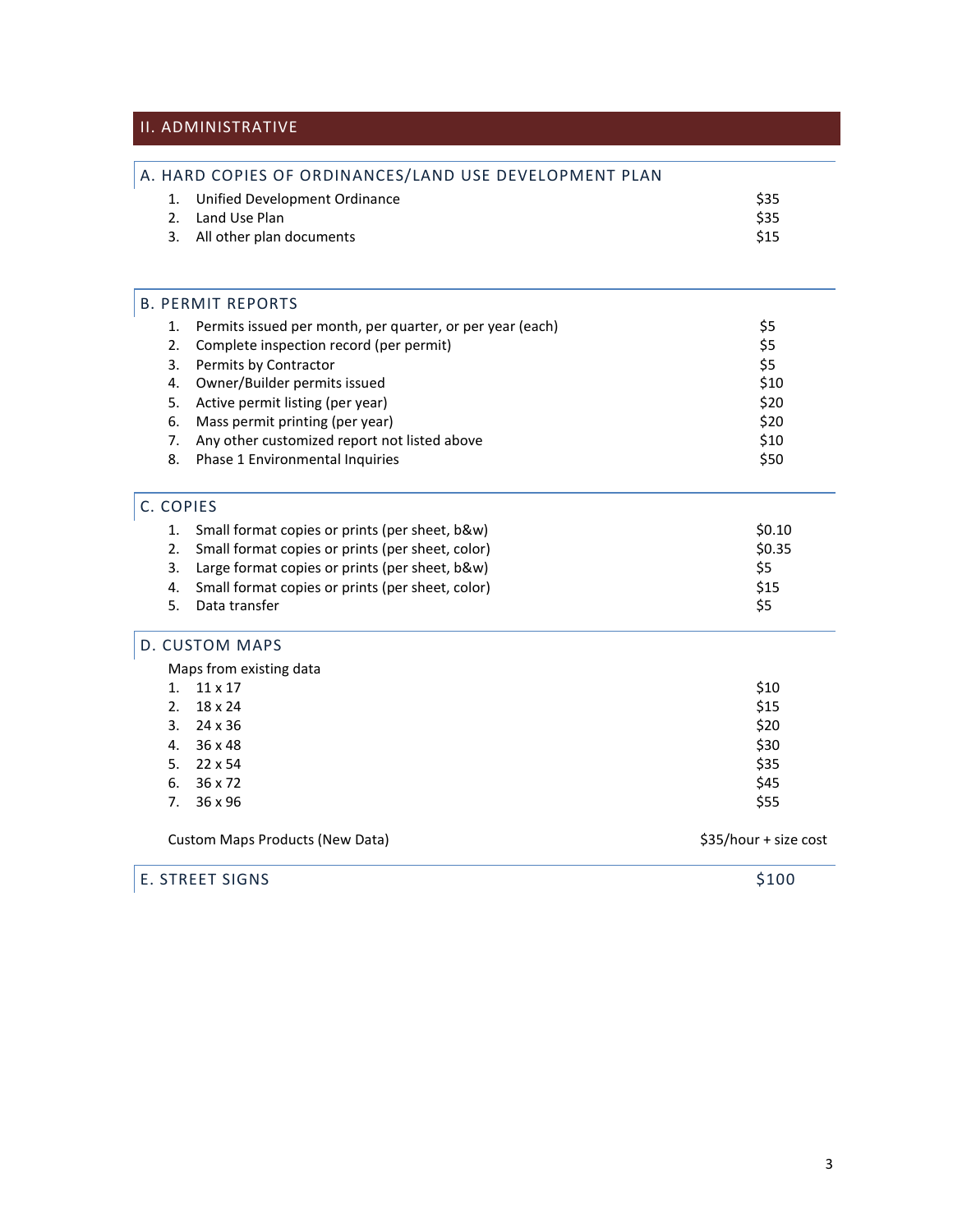## II. ADMINISTRATIVE

### A. HARD COPIES OF ORDINANCES/LAND USE DEVELOPMENT PLAN

| | Item | Fee |
|---|---|---|
| 1. | Unified Development Ordinance | $35 |
| 2. | Land Use Plan | $35 |
| 3. | All other plan documents | $15 |

### B. PERMIT REPORTS

| | Item | Fee |
|---|---|---|
| 1. | Permits issued per month, per quarter, or per year (each) | $5 |
| 2. | Complete inspection record (per permit) | $5 |
| 3. | Permits by Contractor | $5 |
| 4. | Owner/Builder permits issued | $10 |
| 5. | Active permit listing (per year) | $20 |
| 6. | Mass permit printing (per year) | $20 |
| 7. | Any other customized report not listed above | $10 |
| 8. | Phase 1 Environmental Inquiries | $50 |

### C. COPIES

| | Item | Fee |
|---|---|---|
| 1. | Small format copies or prints (per sheet, b&w) | $0.10 |
| 2. | Small format copies or prints (per sheet, color) | $0.35 |
| 3. | Large format copies or prints (per sheet, b&w) | $5 |
| 4. | Small format copies or prints (per sheet, color) | $15 |
| 5. | Data transfer | $5 |

### D. CUSTOM MAPS

Maps from existing data

| | Size | Fee |
|---|---|---|
| 1. | 11 x 17 | $10 |
| 2. | 18 x 24 | $15 |
| 3. | 24 x 36 | $20 |
| 4. | 36 x 48 | $30 |
| 5. | 22 x 54 | $35 |
| 6. | 36 x 72 | $45 |
| 7. | 36 x 96 | $55 |

Custom Maps Products (New Data) — $35/hour + size cost

### E. STREET SIGNS — $100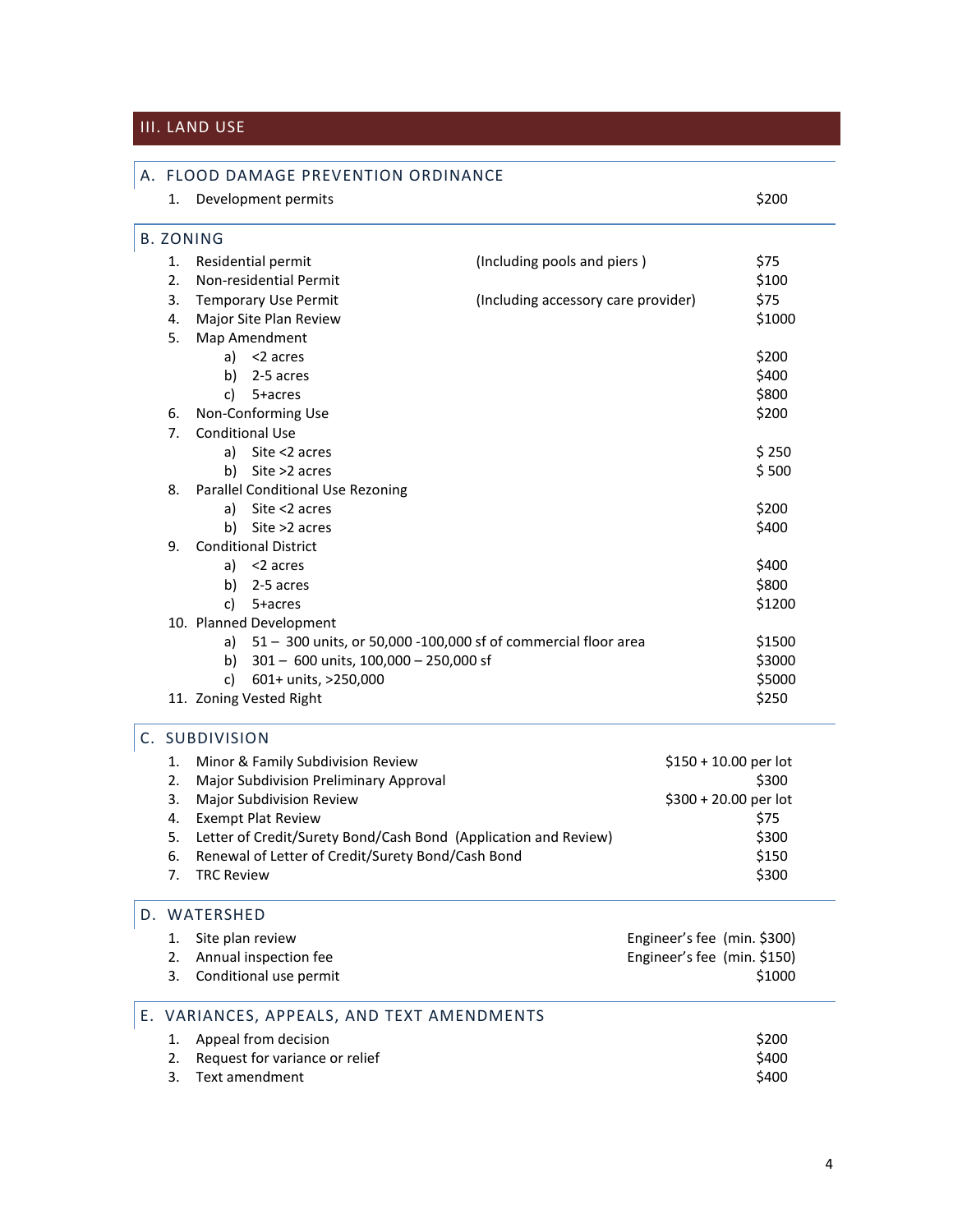## III. LAND USE

### A. FLOOD DAMAGE PREVENTION ORDINANCE

| | | | |
|---|---|---|---|
| 1. | Development permits | | $200 |

### B. ZONING

| | | | |
|---|---|---|---|
| 1. | Residential permit | (Including pools and piers ) | $75 |
| 2. | Non-residential Permit | | $100 |
| 3. | Temporary Use Permit | (Including accessory care provider) | $75 |
| 4. | Major Site Plan Review | | $1000 |
| 5. | Map Amendment | | |
| | a) <2 acres | | $200 |
| | b) 2-5 acres | | $400 |
| | c) 5+acres | | $800 |
| 6. | Non-Conforming Use | | $200 |
| 7. | Conditional Use | | |
| | a) Site <2 acres | | $ 250 |
| | b) Site >2 acres | | $ 500 |
| 8. | Parallel Conditional Use Rezoning | | |
| | a) Site <2 acres | | $200 |
| | b) Site >2 acres | | $400 |
| 9. | Conditional District | | |
| | a) <2 acres | | $400 |
| | b) 2-5 acres | | $800 |
| | c) 5+acres | | $1200 |
| 10. | Planned Development | | |
| | a) 51 – 300 units, or 50,000 -100,000 sf of commercial floor area | | $1500 |
| | b) 301 – 600 units, 100,000 – 250,000 sf | | $3000 |
| | c) 601+ units, >250,000 | | $5000 |
| 11. | Zoning Vested Right | | $250 |

### C. SUBDIVISION

| | | |
|---|---|---|
| 1. | Minor & Family Subdivision Review | $150 + 10.00 per lot |
| 2. | Major Subdivision Preliminary Approval | $300 |
| 3. | Major Subdivision Review | $300 + 20.00 per lot |
| 4. | Exempt Plat Review | $75 |
| 5. | Letter of Credit/Surety Bond/Cash Bond (Application and Review) | $300 |
| 6. | Renewal of Letter of Credit/Surety Bond/Cash Bond | $150 |
| 7. | TRC Review | $300 |

### D. WATERSHED

| | | |
|---|---|---|
| 1. | Site plan review | Engineer's fee (min. $300) |
| 2. | Annual inspection fee | Engineer's fee (min. $150) |
| 3. | Conditional use permit | $1000 |

### E. VARIANCES, APPEALS, AND TEXT AMENDMENTS

| | | |
|---|---|---|
| 1. | Appeal from decision | $200 |
| 2. | Request for variance or relief | $400 |
| 3. | Text amendment | $400 |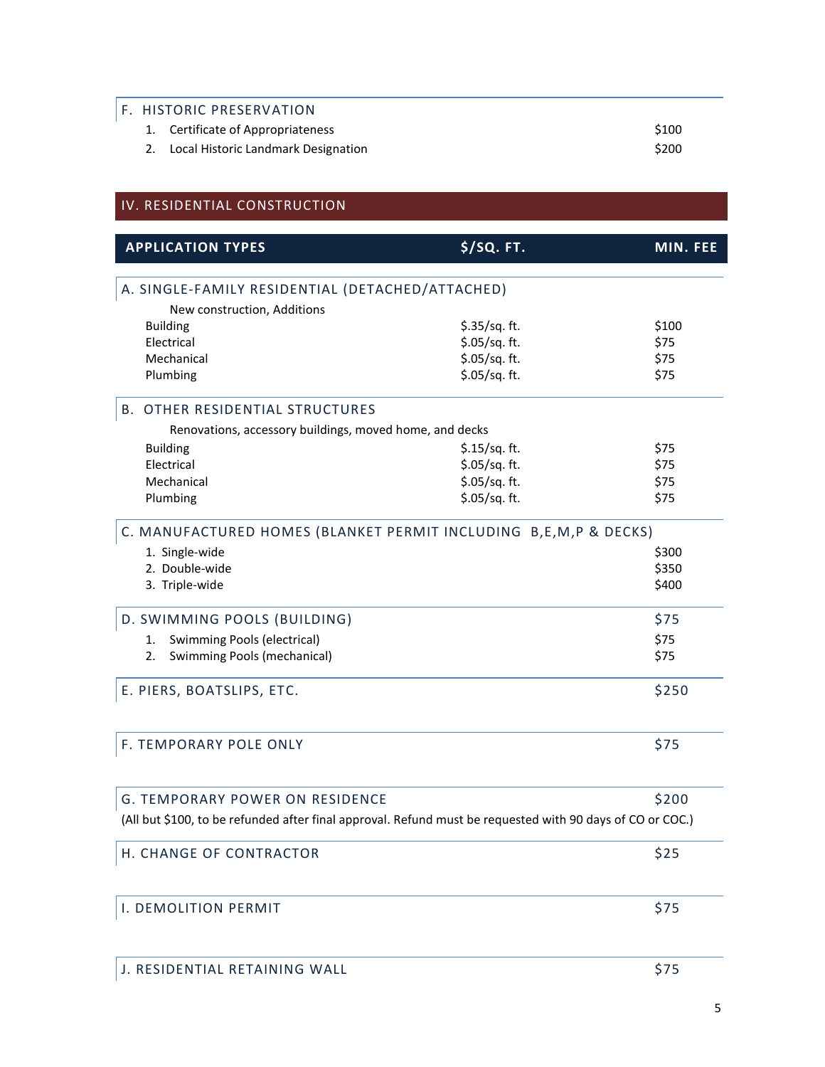### F. HISTORIC PRESERVATION

| | |
|---|---|
| 1. Certificate of Appropriateness | $100 |
| 2. Local Historic Landmark Designation | $200 |

## IV. RESIDENTIAL CONSTRUCTION

| APPLICATION TYPES | $/SQ. FT. | MIN. FEE |
|---|---|---|
| **A. SINGLE-FAMILY RESIDENTIAL (DETACHED/ATTACHED)** | | |
| New construction, Additions | | |
| Building | $.35/sq. ft. | $100 |
| Electrical | $.05/sq. ft. | $75 |
| Mechanical | $.05/sq. ft. | $75 |
| Plumbing | $.05/sq. ft. | $75 |
| **B. OTHER RESIDENTIAL STRUCTURES** | | |
| Renovations, accessory buildings, moved home, and decks | | |
| Building | $.15/sq. ft. | $75 |
| Electrical | $.05/sq. ft. | $75 |
| Mechanical | $.05/sq. ft. | $75 |
| Plumbing | $.05/sq. ft. | $75 |
| **C. MANUFACTURED HOMES (BLANKET PERMIT INCLUDING B,E,M,P & DECKS)** | | |
| 1. Single-wide | | $300 |
| 2. Double-wide | | $350 |
| 3. Triple-wide | | $400 |
| **D. SWIMMING POOLS (BUILDING)** | | $75 |
| 1. Swimming Pools (electrical) | | $75 |
| 2. Swimming Pools (mechanical) | | $75 |
| **E. PIERS, BOATSLIPS, ETC.** | | $250 |
| **F. TEMPORARY POLE ONLY** | | $75 |
| **G. TEMPORARY POWER ON RESIDENCE** | | $200 |
| (All but $100, to be refunded after final approval. Refund must be requested with 90 days of CO or COC.) | | |
| **H. CHANGE OF CONTRACTOR** | | $25 |
| **I. DEMOLITION PERMIT** | | $75 |
| **J. RESIDENTIAL RETAINING WALL** | | $75 |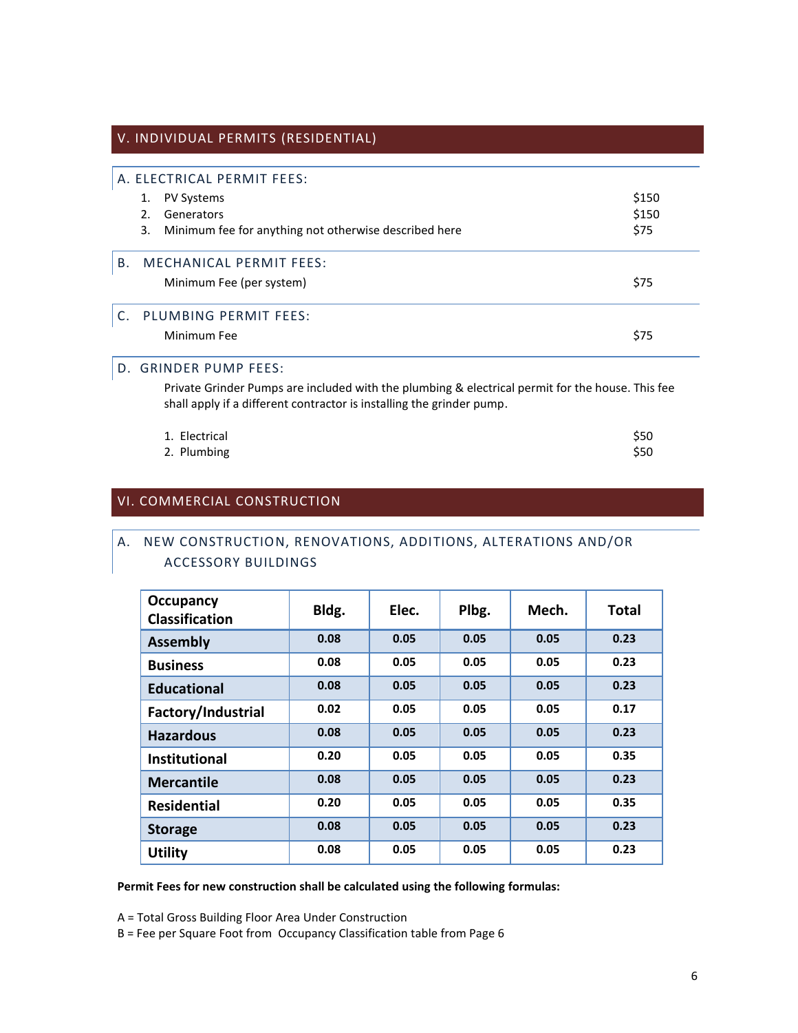## V. INDIVIDUAL PERMITS (RESIDENTIAL)

### A. ELECTRICAL PERMIT FEES:

1. PV Systems — $150
2. Generators — $150
3. Minimum fee for anything not otherwise described here — $75

### B. MECHANICAL PERMIT FEES:

Minimum Fee (per system) — $75

### C. PLUMBING PERMIT FEES:

Minimum Fee — $75

### D. GRINDER PUMP FEES:

Private Grinder Pumps are included with the plumbing & electrical permit for the house. This fee shall apply if a different contractor is installing the grinder pump.

1. Electrical — $50
2. Plumbing — $50

## VI. COMMERCIAL CONSTRUCTION

### A. NEW CONSTRUCTION, RENOVATIONS, ADDITIONS, ALTERATIONS AND/OR ACCESSORY BUILDINGS

| Occupancy Classification | Bldg. | Elec. | Plbg. | Mech. | Total |
|---|---|---|---|---|---|
| Assembly | 0.08 | 0.05 | 0.05 | 0.05 | 0.23 |
| Business | 0.08 | 0.05 | 0.05 | 0.05 | 0.23 |
| Educational | 0.08 | 0.05 | 0.05 | 0.05 | 0.23 |
| Factory/Industrial | 0.02 | 0.05 | 0.05 | 0.05 | 0.17 |
| Hazardous | 0.08 | 0.05 | 0.05 | 0.05 | 0.23 |
| Institutional | 0.20 | 0.05 | 0.05 | 0.05 | 0.35 |
| Mercantile | 0.08 | 0.05 | 0.05 | 0.05 | 0.23 |
| Residential | 0.20 | 0.05 | 0.05 | 0.05 | 0.35 |
| Storage | 0.08 | 0.05 | 0.05 | 0.05 | 0.23 |
| Utility | 0.08 | 0.05 | 0.05 | 0.05 | 0.23 |

**Permit Fees for new construction shall be calculated using the following formulas:**

A = Total Gross Building Floor Area Under Construction
B = Fee per Square Foot from Occupancy Classification table from Page 6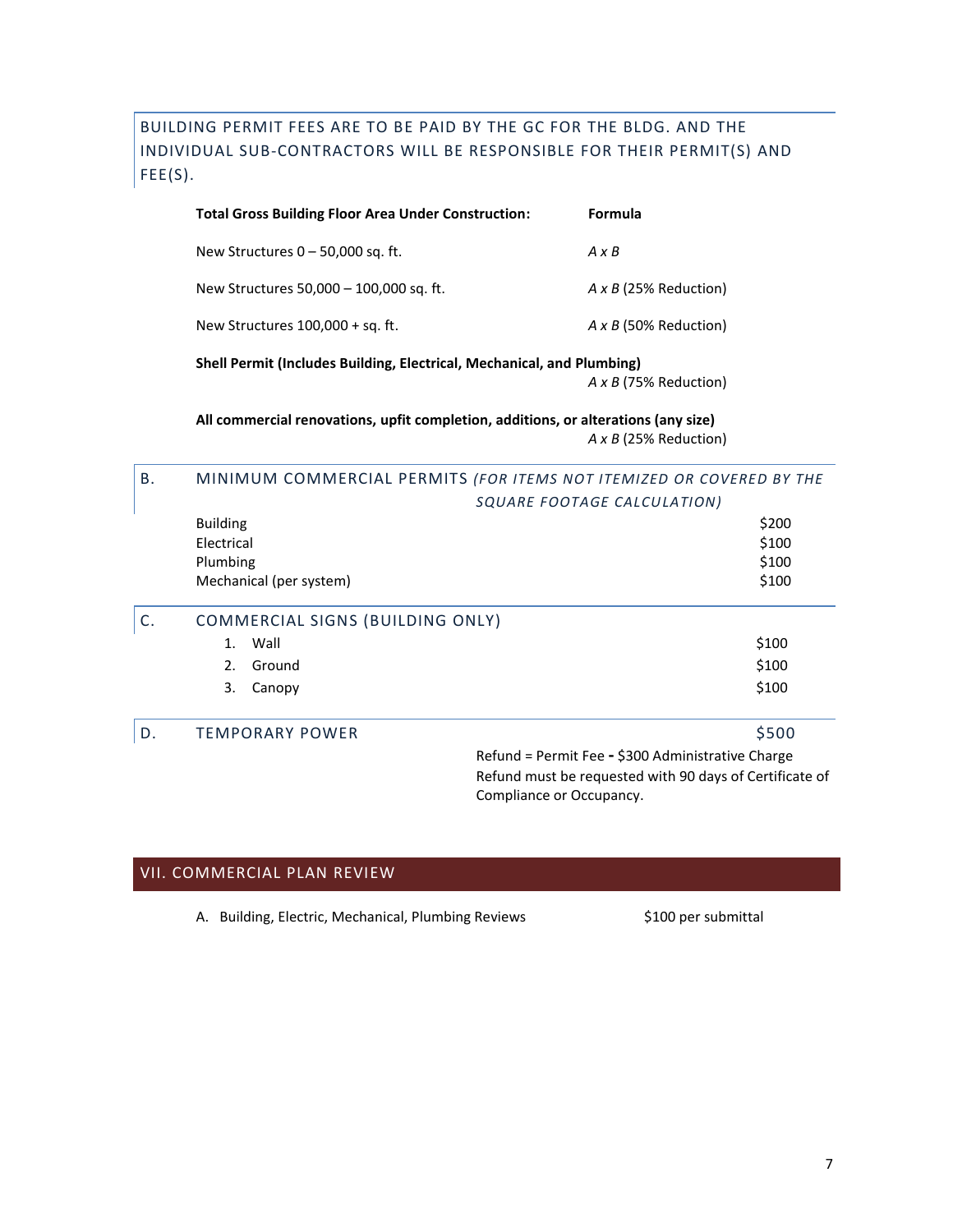BUILDING PERMIT FEES ARE TO BE PAID BY THE GC FOR THE BLDG. AND THE INDIVIDUAL SUB-CONTRACTORS WILL BE RESPONSIBLE FOR THEIR PERMIT(S) AND FEE(S).

| **Total Gross Building Floor Area Under Construction:** | **Formula** |
|---|---|
| New Structures 0 – 50,000 sq. ft. | *A x B* |
| New Structures 50,000 – 100,000 sq. ft. | *A x B* (25% Reduction) |
| New Structures 100,000 + sq. ft. | *A x B* (50% Reduction) |
| **Shell Permit (Includes Building, Electrical, Mechanical, and Plumbing)** | *A x B* (75% Reduction) |
| **All commercial renovations, upfit completion, additions, or alterations (any size)** | *A x B* (25% Reduction) |

## B. MINIMUM COMMERCIAL PERMITS *(FOR ITEMS NOT ITEMIZED OR COVERED BY THE SQUARE FOOTAGE CALCULATION)*

| | |
|---|---|
| Building | $200 |
| Electrical | $100 |
| Plumbing | $100 |
| Mechanical (per system) | $100 |

## C. COMMERCIAL SIGNS (BUILDING ONLY)

| | |
|---|---|
| 1. Wall | $100 |
| 2. Ground | $100 |
| 3. Canopy | $100 |

## D. TEMPORARY POWER $500

Refund = Permit Fee **-** $300 Administrative Charge
Refund must be requested with 90 days of Certificate of Compliance or Occupancy.

# VII. COMMERCIAL PLAN REVIEW

A. Building, Electric, Mechanical, Plumbing Reviews — $100 per submittal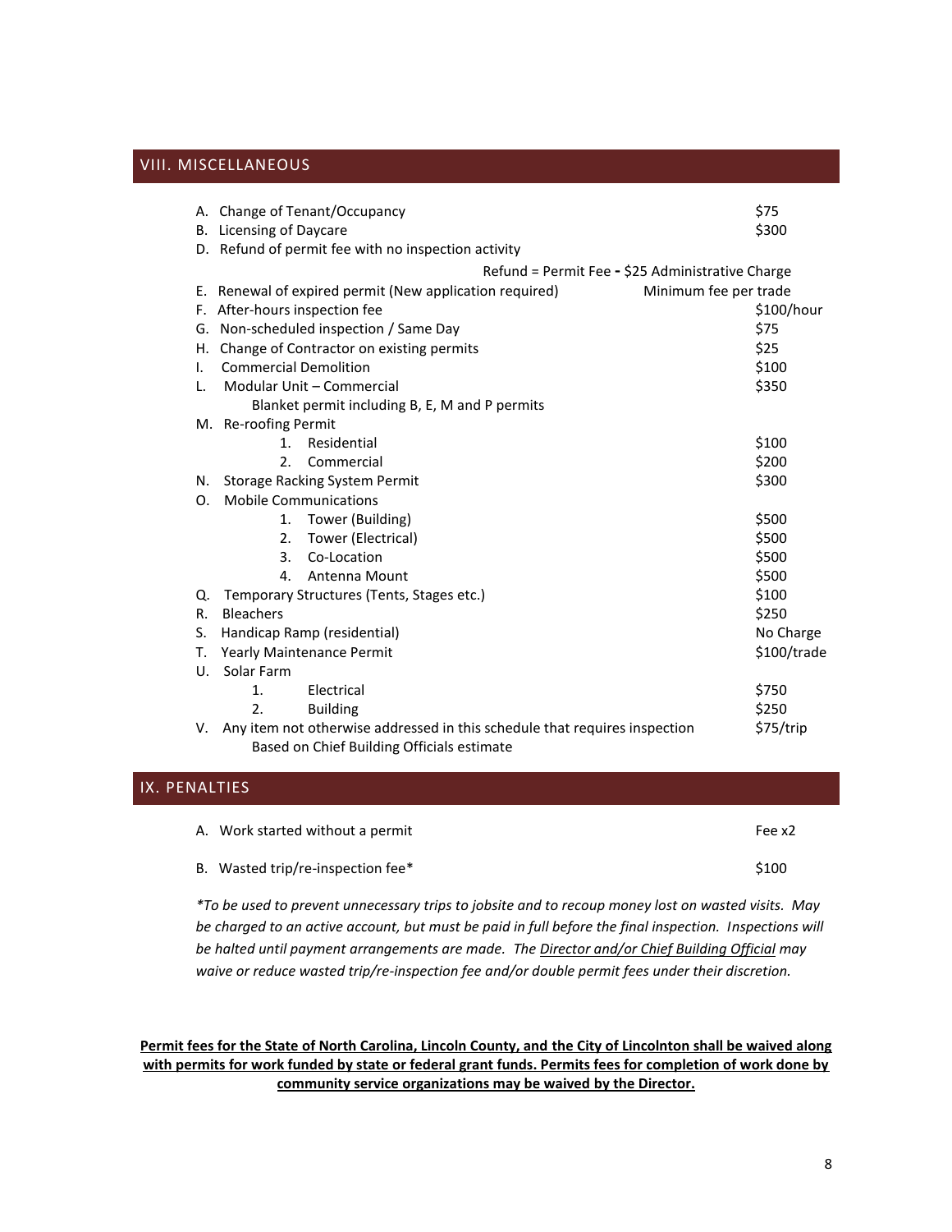## VIII. MISCELLANEOUS

| | | |
|---|---|---|
| A. | Change of Tenant/Occupancy | $75 |
| B. | Licensing of Daycare | $300 |
| D. | Refund of permit fee with no inspection activity | |
| | Refund = Permit Fee - $25 Administrative Charge | |
| E. | Renewal of expired permit (New application required) | Minimum fee per trade |
| F. | After-hours inspection fee | $100/hour |
| G. | Non-scheduled inspection / Same Day | $75 |
| H. | Change of Contractor on existing permits | $25 |
| I. | Commercial Demolition | $100 |
| L. | Modular Unit – Commercial | $350 |
| | Blanket permit including B, E, M and P permits | |
| M. | Re-roofing Permit | |
| | 1. Residential | $100 |
| | 2. Commercial | $200 |
| N. | Storage Racking System Permit | $300 |
| O. | Mobile Communications | |
| | 1. Tower (Building) | $500 |
| | 2. Tower (Electrical) | $500 |
| | 3. Co-Location | $500 |
| | 4. Antenna Mount | $500 |
| Q. | Temporary Structures (Tents, Stages etc.) | $100 |
| R. | Bleachers | $250 |
| S. | Handicap Ramp (residential) | No Charge |
| T. | Yearly Maintenance Permit | $100/trade |
| U. | Solar Farm | |
| | 1. Electrical | $750 |
| | 2. Building | $250 |
| V. | Any item not otherwise addressed in this schedule that requires inspection | $75/trip |
| | Based on Chief Building Officials estimate | |

## IX. PENALTIES

| | | |
|---|---|---|
| A. | Work started without a permit | Fee x2 |
| B. | Wasted trip/re-inspection fee* | $100 |

*\*To be used to prevent unnecessary trips to jobsite and to recoup money lost on wasted visits. May be charged to an active account, but must be paid in full before the final inspection. Inspections will be halted until payment arrangements are made. The Director and/or Chief Building Official may waive or reduce wasted trip/re-inspection fee and/or double permit fees under their discretion.*

**Permit fees for the State of North Carolina, Lincoln County, and the City of Lincolnton shall be waived along with permits for work funded by state or federal grant funds. Permits fees for completion of work done by community service organizations may be waived by the Director.**